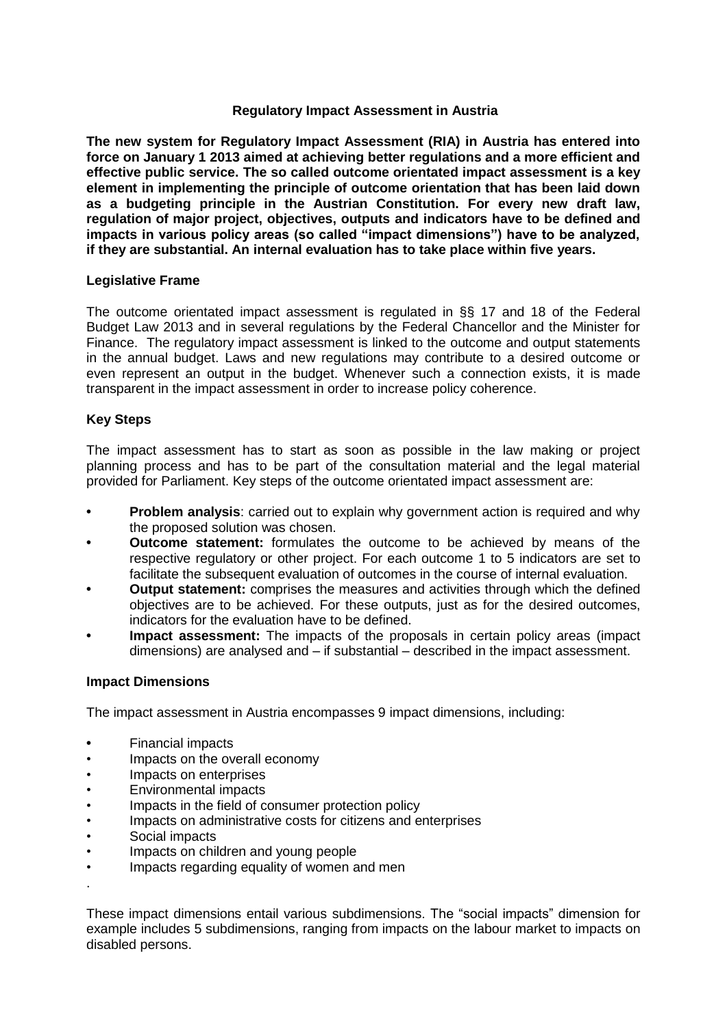# Regulatory Impact Assessment in Austria

**The new system for Regulatory Impact Assessment (RIA) in Austria has entered into force on January 1 2013 aimed at achieving better regulations and a more efficient and effective public service. The so called outcome orientated impact assessment is a key element in implementing the principle of outcome orientation that has been laid down as a budgeting principle in the Austrian Constitution. For every new draft law, regulation of major project, objectives, outputs and indicators have to be defined and impacts in various policy areas (so called "impact dimensions") have to be analyzed, if they are substantial. An internal evaluation has to take place within five years.**

## Legislative Frame

The outcome orientated impact assessment is regulated in §§ 17 and 18 of the Federal Budget Law 2013 and in several regulations by the Federal Chancellor and the Minister for Finance. The regulatory impact assessment is linked to the outcome and output statements in the annual budget. Laws and new regulations may contribute to a desired outcome or even represent an output in the budget. Whenever such a connection exists, it is made transparent in the impact assessment in order to increase policy coherence.

## Key Steps

The impact assessment has to start as soon as possible in the law making or project planning process and has to be part of the consultation material and the legal material provided for Parliament. Key steps of the outcome orientated impact assessment are:

- **Problem analysis**: carried out to explain why government action is required and why the proposed solution was chosen.
- **Outcome statement:** formulates the outcome to be achieved by means of the respective regulatory or other project. For each outcome 1 to 5 indicators are set to facilitate the subsequent evaluation of outcomes in the course of internal evaluation.
- **Output statement:** comprises the measures and activities through which the defined objectives are to be achieved. For these outputs, just as for the desired outcomes, indicators for the evaluation have to be defined.
- **Impact assessment:** The impacts of the proposals in certain policy areas (impact dimensions) are analysed and – if substantial – described in the impact assessment.

## Impact Dimensions

The impact assessment in Austria encompasses 9 impact dimensions, including:

- Financial impacts
- Impacts on the overall economy
- Impacts on enterprises
- Environmental impacts
- Impacts in the field of consumer protection policy
- Impacts on administrative costs for citizens and enterprises
- Social impacts
- Impacts on children and young people
- Impacts regarding equality of women and men

These impact dimensions entail various subdimensions. The "social impacts" dimension for example includes 5 subdimensions, ranging from impacts on the labour market to impacts on disabled persons.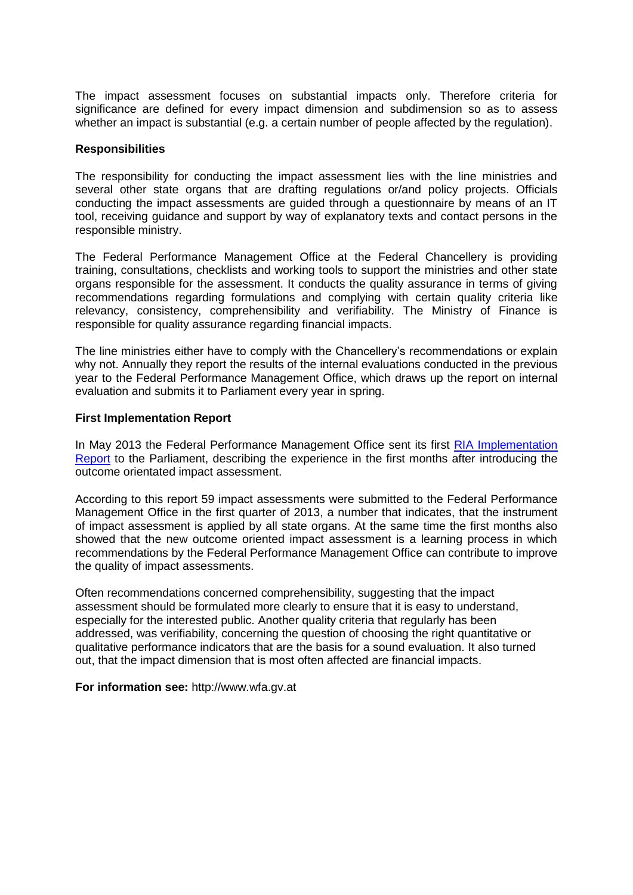The impact assessment focuses on substantial impacts only. Therefore criteria for significance are defined for every impact dimension and subdimension so as to assess whether an impact is substantial (e.g. a certain number of people affected by the regulation).

**Responsibilities**

The responsibility for conducting the impact assessment lies with the line ministries and several other state organs that are drafting regulations or/and policy projects. Officials conducting the impact assessments are guided through a questionnaire by means of an IT tool, receiving guidance and support by way of explanatory texts and contact persons in the responsible ministry.

The Federal Performance Management Office at the Federal Chancellery is providing training, consultations, checklists and working tools to support the ministries and other state organs responsible for the assessment. It conducts the quality assurance in terms of giving recommendations regarding formulations and complying with certain quality criteria like relevancy, consistency, comprehensibility and verifiability. The Ministry of Finance is responsible for quality assurance regarding financial impacts.

The line ministries either have to comply with the Chancellery's recommendations or explain why not. Annually they report the results of the internal evaluations conducted in the previous year to the Federal Performance Management Office, which draws up the report on internal evaluation and submits it to Parliament every year in spring.

**First Implementation Report**

In May 2013 the Federal Performance Management Office sent its first RIA Implementation Report to the Parliament, describing the experience in the first months after introducing the outcome orientated impact assessment.

According to this report 59 impact assessments were submitted to the Federal Performance Management Office in the first quarter of 2013, a number that indicates, that the instrument of impact assessment is applied by all state organs. At the same time the first months also showed that the new outcome oriented impact assessment is a learning process in which recommendations by the Federal Performance Management Office can contribute to improve the quality of impact assessments.

Often recommendations concerned comprehensibility, suggesting that the impact assessment should be formulated more clearly to ensure that it is easy to understand, especially for the interested public. Another quality criteria that regularly has been addressed, was verifiability, concerning the question of choosing the right quantitative or qualitative performance indicators that are the basis for a sound evaluation. It also turned out, that the impact dimension that is most often affected are financial impacts.

**For information see:** http://www.wfa.gv.at